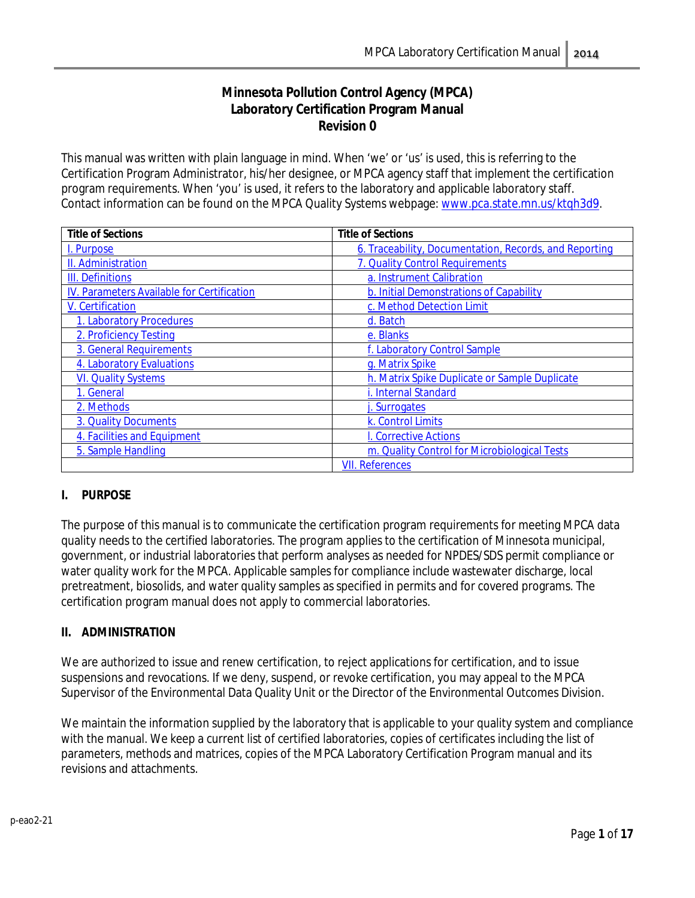# Minnesota Pollution Control Agency (MPCA)
# Laboratory Certification Program Manual
# Revision 0

This manual was written with plain language in mind. When 'we' or 'us' is used, this is referring to the Certification Program Administrator, his/her designee, or MPCA agency staff that implement the certification program requirements. When 'you' is used, it refers to the laboratory and applicable laboratory staff. Contact information can be found on the MPCA Quality Systems webpage: www.pca.state.mn.us/ktqh3d9.

| Title of Sections | Title of Sections |
|---|---|
| I. Purpose | 6. Traceability, Documentation, Records, and Reporting |
| II. Administration | 7. Quality Control Requirements |
| III. Definitions | a. Instrument Calibration |
| IV. Parameters Available for Certification | b. Initial Demonstrations of Capability |
| V. Certification | c. Method Detection Limit |
| 1. Laboratory Procedures | d. Batch |
| 2. Proficiency Testing | e. Blanks |
| 3. General Requirements | f. Laboratory Control Sample |
| 4. Laboratory Evaluations | g. Matrix Spike |
| VI. Quality Systems | h. Matrix Spike Duplicate or Sample Duplicate |
| 1. General | i. Internal Standard |
| 2. Methods | j. Surrogates |
| 3. Quality Documents | k. Control Limits |
| 4. Facilities and Equipment | l. Corrective Actions |
| 5. Sample Handling | m. Quality Control for Microbiological Tests |
| | VII. References |

## I. PURPOSE

The purpose of this manual is to communicate the certification program requirements for meeting MPCA data quality needs to the certified laboratories. The program applies to the certification of Minnesota municipal, government, or industrial laboratories that perform analyses as needed for NPDES/SDS permit compliance or water quality work for the MPCA. Applicable samples for compliance include wastewater discharge, local pretreatment, biosolids, and water quality samples as specified in permits and for covered programs. The certification program manual does not apply to commercial laboratories.

## II. ADMINISTRATION

We are authorized to issue and renew certification, to reject applications for certification, and to issue suspensions and revocations. If we deny, suspend, or revoke certification, you may appeal to the MPCA Supervisor of the Environmental Data Quality Unit or the Director of the Environmental Outcomes Division.

We maintain the information supplied by the laboratory that is applicable to your quality system and compliance with the manual. We keep a current list of certified laboratories, copies of certificates including the list of parameters, methods and matrices, copies of the MPCA Laboratory Certification Program manual and its revisions and attachments.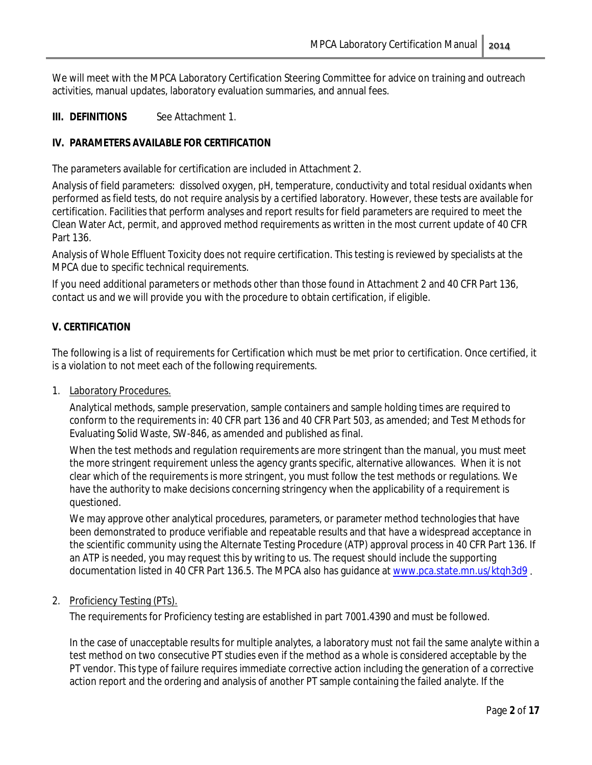We will meet with the MPCA Laboratory Certification Steering Committee for advice on training and outreach activities, manual updates, laboratory evaluation summaries, and annual fees.

## III. DEFINITIONS

See Attachment 1.

## IV. PARAMETERS AVAILABLE FOR CERTIFICATION

The parameters available for certification are included in Attachment 2.

Analysis of field parameters: dissolved oxygen, pH, temperature, conductivity and total residual oxidants when performed as field tests, do not require analysis by a certified laboratory. However, these tests are available for certification. Facilities that perform analyses and report results for field parameters are required to meet the Clean Water Act, permit, and approved method requirements as written in the most current update of 40 CFR Part 136.

Analysis of Whole Effluent Toxicity does not require certification. This testing is reviewed by specialists at the MPCA due to specific technical requirements.

If you need additional parameters or methods other than those found in Attachment 2 and 40 CFR Part 136, contact us and we will provide you with the procedure to obtain certification, if eligible.

## V. CERTIFICATION

The following is a list of requirements for Certification which must be met prior to certification. Once certified, it is a violation to not meet each of the following requirements.

1. Laboratory Procedures.

   Analytical methods, sample preservation, sample containers and sample holding times are required to conform to the requirements in: 40 CFR part 136 and 40 CFR Part 503, as amended; and Test Methods for Evaluating Solid Waste, SW-846, as amended and published as final.

   When the test methods and regulation requirements are more stringent than the manual, you must meet the more stringent requirement unless the agency grants specific, alternative allowances. When it is not clear which of the requirements is more stringent, you must follow the test methods or regulations. We have the authority to make decisions concerning stringency when the applicability of a requirement is questioned.

   We may approve other analytical procedures, parameters, or parameter method technologies that have been demonstrated to produce verifiable and repeatable results and that have a widespread acceptance in the scientific community using the Alternate Testing Procedure (ATP) approval process in 40 CFR Part 136. If an ATP is needed, you may request this by writing to us. The request should include the supporting documentation listed in 40 CFR Part 136.5. The MPCA also has guidance at www.pca.state.mn.us/ktqh3d9 .

2. Proficiency Testing (PTs).

   The requirements for Proficiency testing are established in part 7001.4390 and must be followed.

   In the case of unacceptable results for multiple analytes, a laboratory must not fail the same analyte within a test method on two consecutive PT studies even if the method as a whole is considered acceptable by the PT vendor. This type of failure requires immediate corrective action including the generation of a corrective action report and the ordering and analysis of another PT sample containing the failed analyte. If the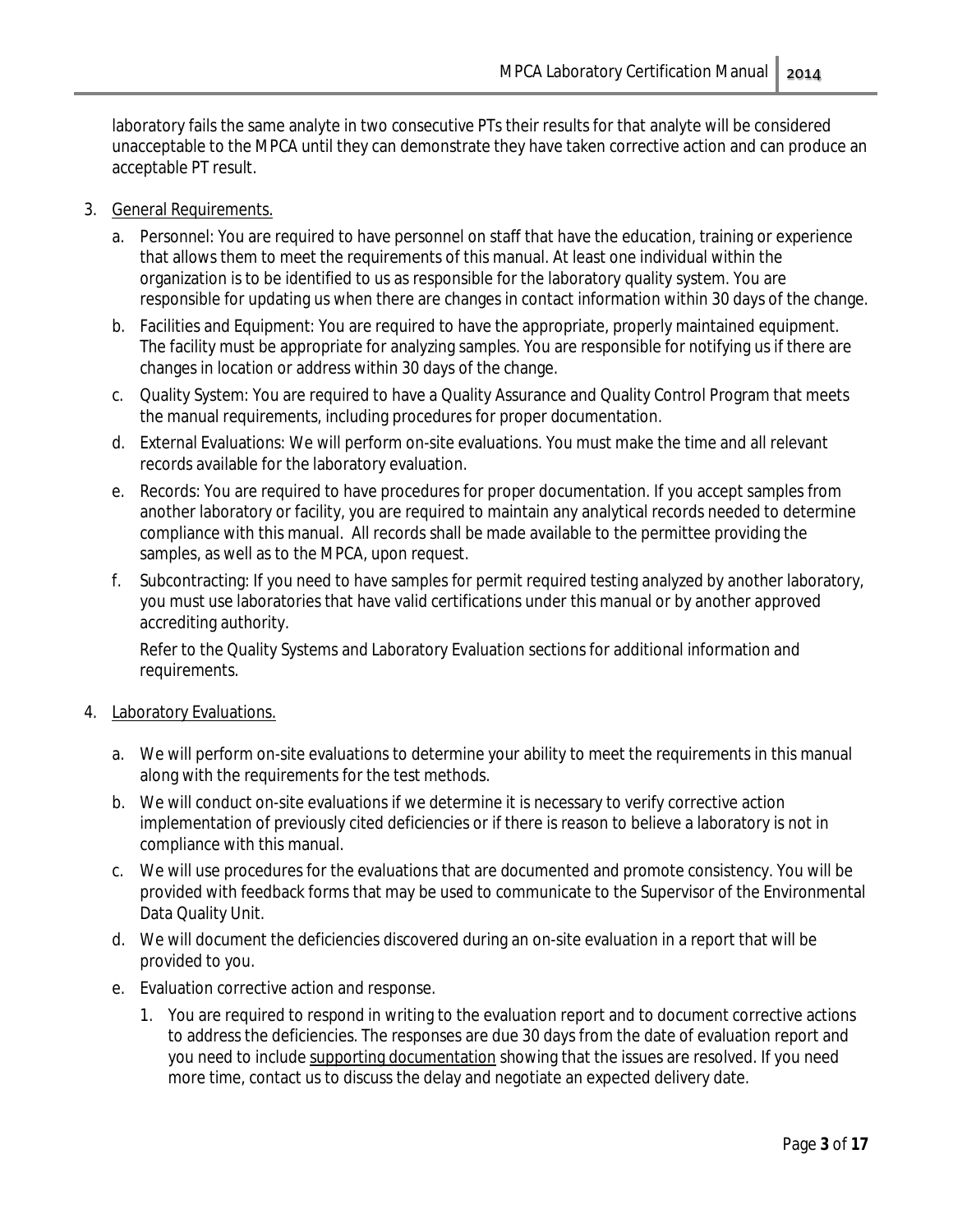laboratory fails the same analyte in two consecutive PTs their results for that analyte will be considered unacceptable to the MPCA until they can demonstrate they have taken corrective action and can produce an acceptable PT result.

3. <u>General Requirements.</u>

   a. Personnel: You are required to have personnel on staff that have the education, training or experience that allows them to meet the requirements of this manual. At least one individual within the organization is to be identified to us as responsible for the laboratory quality system. You are responsible for updating us when there are changes in contact information within 30 days of the change.

   b. Facilities and Equipment: You are required to have the appropriate, properly maintained equipment. The facility must be appropriate for analyzing samples. You are responsible for notifying us if there are changes in location or address within 30 days of the change.

   c. Quality System: You are required to have a Quality Assurance and Quality Control Program that meets the manual requirements, including procedures for proper documentation.

   d. External Evaluations: We will perform on-site evaluations. You must make the time and all relevant records available for the laboratory evaluation.

   e. Records: You are required to have procedures for proper documentation. If you accept samples from another laboratory or facility, you are required to maintain any analytical records needed to determine compliance with this manual. All records shall be made available to the permittee providing the samples, as well as to the MPCA, upon request.

   f. Subcontracting: If you need to have samples for permit required testing analyzed by another laboratory, you must use laboratories that have valid certifications under this manual or by another approved accrediting authority.

      Refer to the Quality Systems and Laboratory Evaluation sections for additional information and requirements.

4. <u>Laboratory Evaluations.</u>

   a. We will perform on-site evaluations to determine your ability to meet the requirements in this manual along with the requirements for the test methods.

   b. We will conduct on-site evaluations if we determine it is necessary to verify corrective action implementation of previously cited deficiencies or if there is reason to believe a laboratory is not in compliance with this manual.

   c. We will use procedures for the evaluations that are documented and promote consistency. You will be provided with feedback forms that may be used to communicate to the Supervisor of the Environmental Data Quality Unit.

   d. We will document the deficiencies discovered during an on-site evaluation in a report that will be provided to you.

   e. Evaluation corrective action and response.

      1. You are required to respond in writing to the evaluation report and to document corrective actions to address the deficiencies. The responses are due 30 days from the date of evaluation report and you need to include <u>supporting documentation</u> showing that the issues are resolved. If you need more time, contact us to discuss the delay and negotiate an expected delivery date.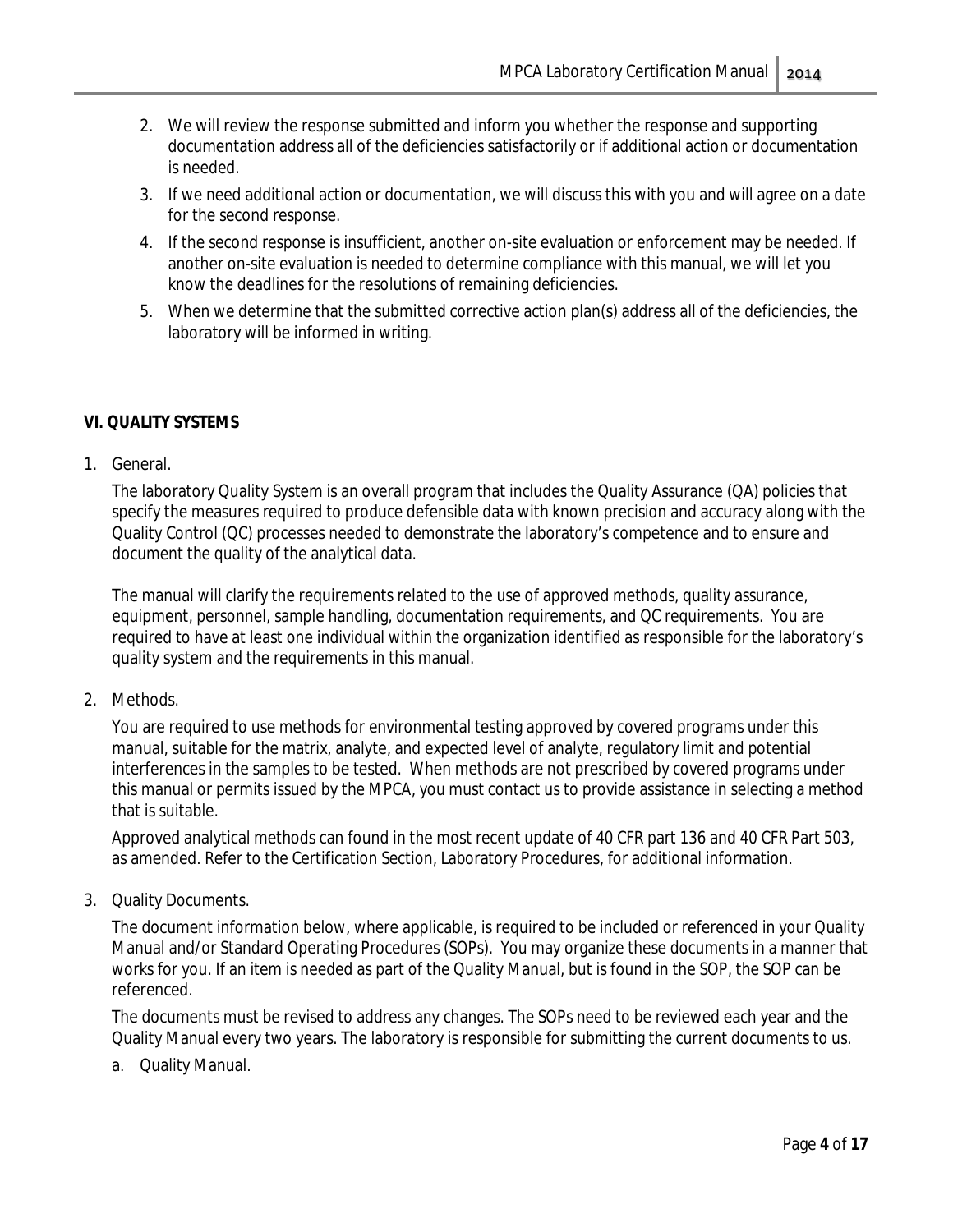2. We will review the response submitted and inform you whether the response and supporting documentation address all of the deficiencies satisfactorily or if additional action or documentation is needed.
3. If we need additional action or documentation, we will discuss this with you and will agree on a date for the second response.
4. If the second response is insufficient, another on-site evaluation or enforcement may be needed. If another on-site evaluation is needed to determine compliance with this manual, we will let you know the deadlines for the resolutions of remaining deficiencies.
5. When we determine that the submitted corrective action plan(s) address all of the deficiencies, the laboratory will be informed in writing.

## VI. QUALITY SYSTEMS

1. General.

   The laboratory Quality System is an overall program that includes the Quality Assurance (QA) policies that specify the measures required to produce defensible data with known precision and accuracy along with the Quality Control (QC) processes needed to demonstrate the laboratory's competence and to ensure and document the quality of the analytical data.

   The manual will clarify the requirements related to the use of approved methods, quality assurance, equipment, personnel, sample handling, documentation requirements, and QC requirements. You are required to have at least one individual within the organization identified as responsible for the laboratory's quality system and the requirements in this manual.

2. Methods.

   You are required to use methods for environmental testing approved by covered programs under this manual, suitable for the matrix, analyte, and expected level of analyte, regulatory limit and potential interferences in the samples to be tested. When methods are not prescribed by covered programs under this manual or permits issued by the MPCA, you must contact us to provide assistance in selecting a method that is suitable.

   Approved analytical methods can found in the most recent update of 40 CFR part 136 and 40 CFR Part 503, as amended. Refer to the Certification Section, Laboratory Procedures, for additional information.

3. Quality Documents.

   The document information below, where applicable, is required to be included or referenced in your Quality Manual and/or Standard Operating Procedures (SOPs). You may organize these documents in a manner that works for you. If an item is needed as part of the Quality Manual, but is found in the SOP, the SOP can be referenced.

   The documents must be revised to address any changes. The SOPs need to be reviewed each year and the Quality Manual every two years. The laboratory is responsible for submitting the current documents to us.

   a. Quality Manual.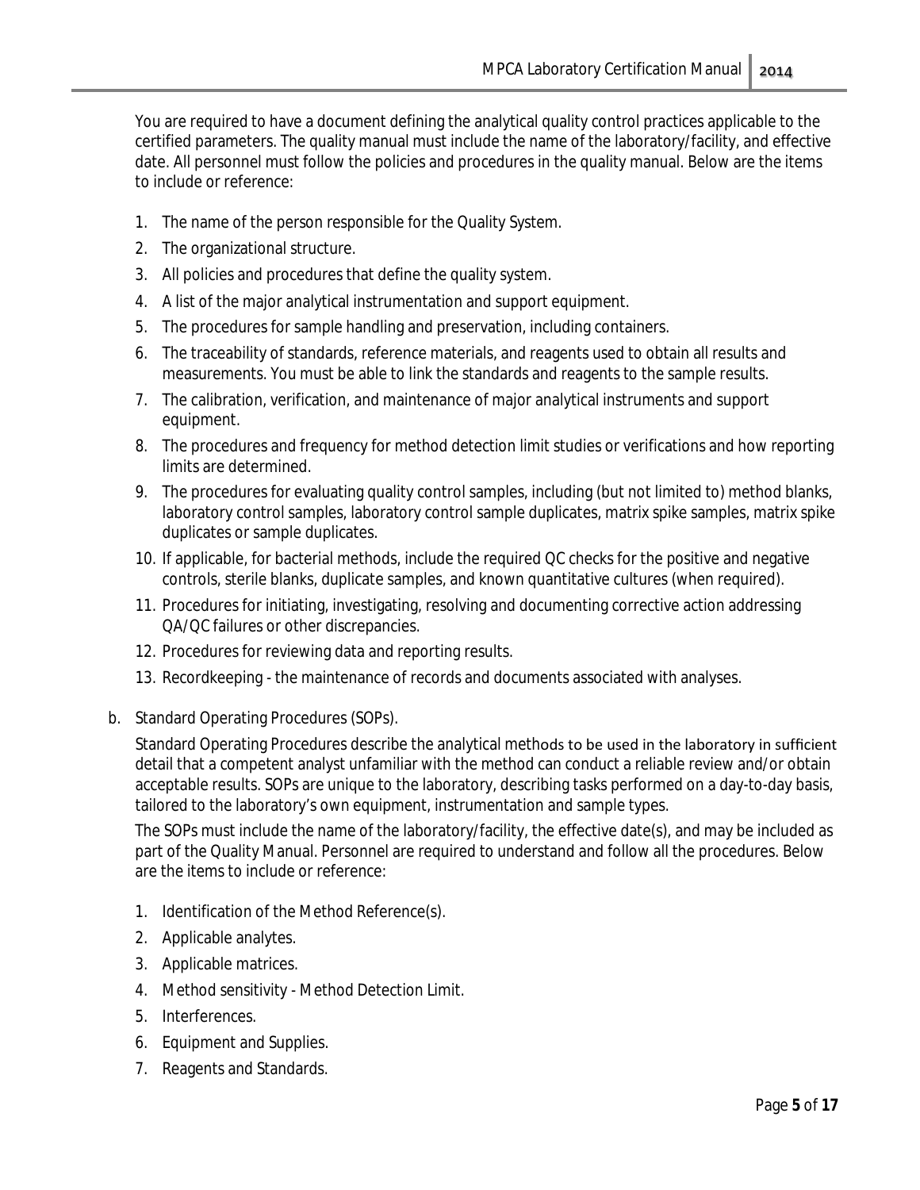You are required to have a document defining the analytical quality control practices applicable to the certified parameters. The quality manual must include the name of the laboratory/facility, and effective date. All personnel must follow the policies and procedures in the quality manual. Below are the items to include or reference:

1. The name of the person responsible for the Quality System.
2. The organizational structure.
3. All policies and procedures that define the quality system.
4. A list of the major analytical instrumentation and support equipment.
5. The procedures for sample handling and preservation, including containers.
6. The traceability of standards, reference materials, and reagents used to obtain all results and measurements. You must be able to link the standards and reagents to the sample results.
7. The calibration, verification, and maintenance of major analytical instruments and support equipment.
8. The procedures and frequency for method detection limit studies or verifications and how reporting limits are determined.
9. The procedures for evaluating quality control samples, including (but not limited to) method blanks, laboratory control samples, laboratory control sample duplicates, matrix spike samples, matrix spike duplicates or sample duplicates.
10. If applicable, for bacterial methods, include the required QC checks for the positive and negative controls, sterile blanks, duplicate samples, and known quantitative cultures (when required).
11. Procedures for initiating, investigating, resolving and documenting corrective action addressing QA/QC failures or other discrepancies.
12. Procedures for reviewing data and reporting results.
13. Recordkeeping - the maintenance of records and documents associated with analyses.

b. Standard Operating Procedures (SOPs).

Standard Operating Procedures describe the analytical methods to be used in the laboratory in sufficient detail that a competent analyst unfamiliar with the method can conduct a reliable review and/or obtain acceptable results. SOPs are unique to the laboratory, describing tasks performed on a day-to-day basis, tailored to the laboratory's own equipment, instrumentation and sample types.

The SOPs must include the name of the laboratory/facility, the effective date(s), and may be included as part of the Quality Manual. Personnel are required to understand and follow all the procedures. Below are the items to include or reference:

1. Identification of the Method Reference(s).
2. Applicable analytes.
3. Applicable matrices.
4. Method sensitivity - Method Detection Limit.
5. Interferences.
6. Equipment and Supplies.
7. Reagents and Standards.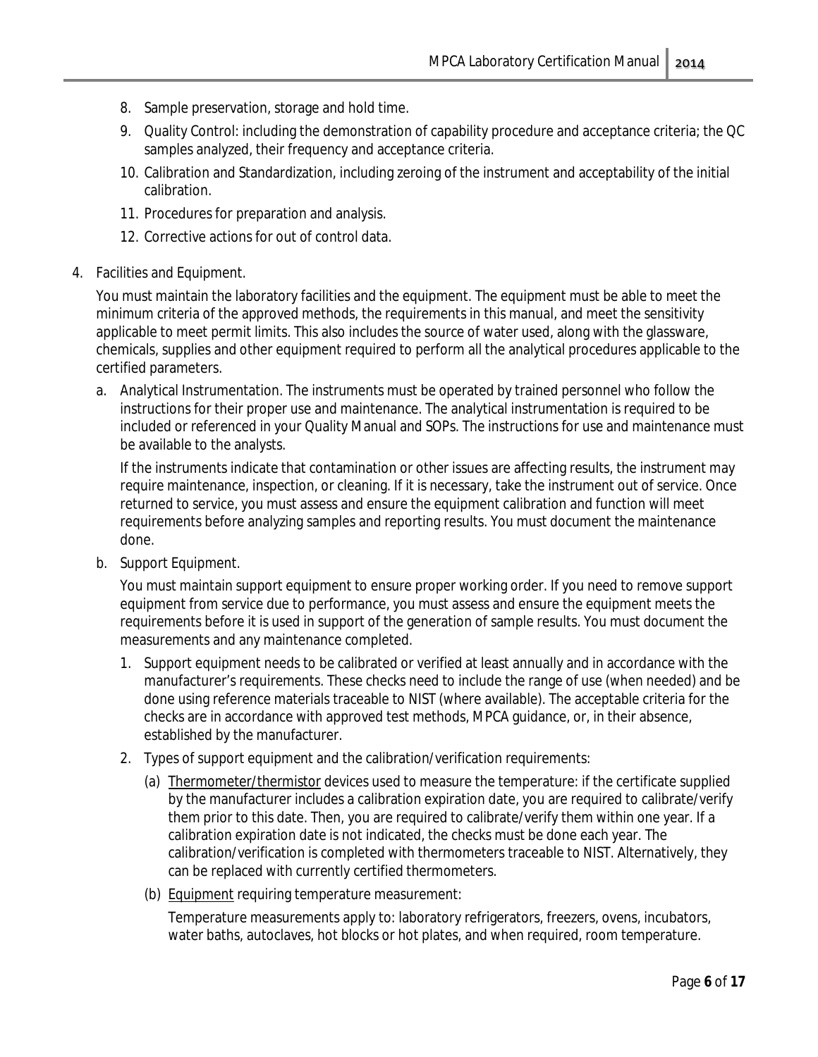8. Sample preservation, storage and hold time.
9. Quality Control: including the demonstration of capability procedure and acceptance criteria; the QC samples analyzed, their frequency and acceptance criteria.
10. Calibration and Standardization, including zeroing of the instrument and acceptability of the initial calibration.
11. Procedures for preparation and analysis.
12. Corrective actions for out of control data.

4. Facilities and Equipment.

   You must maintain the laboratory facilities and the equipment. The equipment must be able to meet the minimum criteria of the approved methods, the requirements in this manual, and meet the sensitivity applicable to meet permit limits. This also includes the source of water used, along with the glassware, chemicals, supplies and other equipment required to perform all the analytical procedures applicable to the certified parameters.

   a. Analytical Instrumentation. The instruments must be operated by trained personnel who follow the instructions for their proper use and maintenance. The analytical instrumentation is required to be included or referenced in your Quality Manual and SOPs. The instructions for use and maintenance must be available to the analysts.

      If the instruments indicate that contamination or other issues are affecting results, the instrument may require maintenance, inspection, or cleaning. If it is necessary, take the instrument out of service. Once returned to service, you must assess and ensure the equipment calibration and function will meet requirements before analyzing samples and reporting results. You must document the maintenance done.

   b. Support Equipment.

      You must maintain support equipment to ensure proper working order. If you need to remove support equipment from service due to performance, you must assess and ensure the equipment meets the requirements before it is used in support of the generation of sample results. You must document the measurements and any maintenance completed.

      1. Support equipment needs to be calibrated or verified at least annually and in accordance with the manufacturer's requirements. These checks need to include the range of use (when needed) and be done using reference materials traceable to NIST (where available). The acceptable criteria for the checks are in accordance with approved test methods, MPCA guidance, or, in their absence, established by the manufacturer.
      2. Types of support equipment and the calibration/verification requirements:

         (a) Thermometer/thermistor devices used to measure the temperature: if the certificate supplied by the manufacturer includes a calibration expiration date, you are required to calibrate/verify them prior to this date. Then, you are required to calibrate/verify them within one year. If a calibration expiration date is not indicated, the checks must be done each year. The calibration/verification is completed with thermometers traceable to NIST. Alternatively, they can be replaced with currently certified thermometers.

         (b) Equipment requiring temperature measurement:

         Temperature measurements apply to: laboratory refrigerators, freezers, ovens, incubators, water baths, autoclaves, hot blocks or hot plates, and when required, room temperature.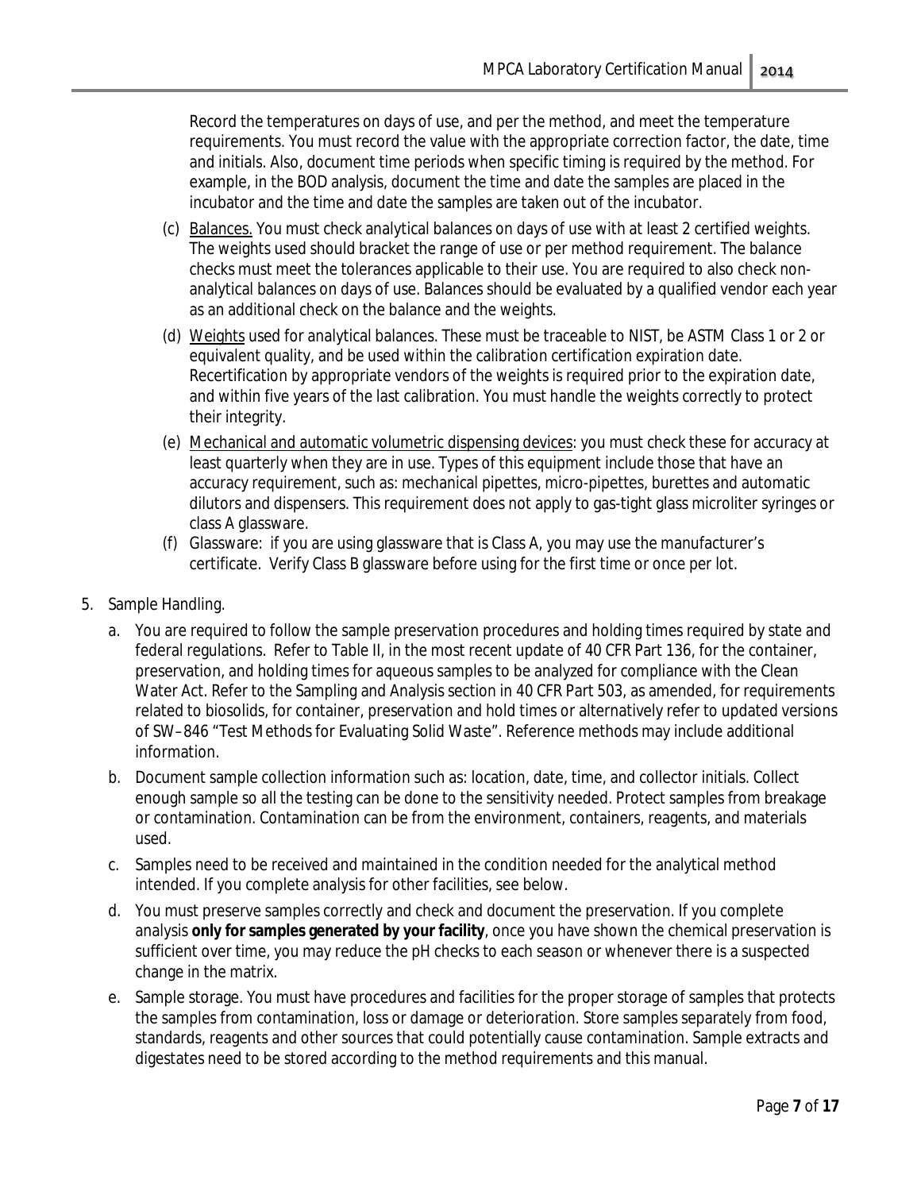Record the temperatures on days of use, and per the method, and meet the temperature requirements. You must record the value with the appropriate correction factor, the date, time and initials. Also, document time periods when specific timing is required by the method. For example, in the BOD analysis, document the time and date the samples are placed in the incubator and the time and date the samples are taken out of the incubator.

(c) Balances. You must check analytical balances on days of use with at least 2 certified weights. The weights used should bracket the range of use or per method requirement. The balance checks must meet the tolerances applicable to their use. You are required to also check non-analytical balances on days of use. Balances should be evaluated by a qualified vendor each year as an additional check on the balance and the weights.

(d) Weights used for analytical balances. These must be traceable to NIST, be ASTM Class 1 or 2 or equivalent quality, and be used within the calibration certification expiration date. Recertification by appropriate vendors of the weights is required prior to the expiration date, and within five years of the last calibration. You must handle the weights correctly to protect their integrity.

(e) Mechanical and automatic volumetric dispensing devices: you must check these for accuracy at least quarterly when they are in use. Types of this equipment include those that have an accuracy requirement, such as: mechanical pipettes, micro-pipettes, burettes and automatic dilutors and dispensers. This requirement does not apply to gas-tight glass microliter syringes or class A glassware.

(f) Glassware: if you are using glassware that is Class A, you may use the manufacturer's certificate. Verify Class B glassware before using for the first time or once per lot.

5. Sample Handling.
   a. You are required to follow the sample preservation procedures and holding times required by state and federal regulations. Refer to Table II, in the most recent update of 40 CFR Part 136, for the container, preservation, and holding times for aqueous samples to be analyzed for compliance with the Clean Water Act. Refer to the Sampling and Analysis section in 40 CFR Part 503, as amended, for requirements related to biosolids, for container, preservation and hold times or alternatively refer to updated versions of SW–846 "Test Methods for Evaluating Solid Waste". Reference methods may include additional information.
   b. Document sample collection information such as: location, date, time, and collector initials. Collect enough sample so all the testing can be done to the sensitivity needed. Protect samples from breakage or contamination. Contamination can be from the environment, containers, reagents, and materials used.
   c. Samples need to be received and maintained in the condition needed for the analytical method intended. If you complete analysis for other facilities, see below.
   d. You must preserve samples correctly and check and document the preservation. If you complete analysis **only for samples generated by your facility**, once you have shown the chemical preservation is sufficient over time, you may reduce the pH checks to each season or whenever there is a suspected change in the matrix.
   e. Sample storage. You must have procedures and facilities for the proper storage of samples that protects the samples from contamination, loss or damage or deterioration. Store samples separately from food, standards, reagents and other sources that could potentially cause contamination. Sample extracts and digestates need to be stored according to the method requirements and this manual.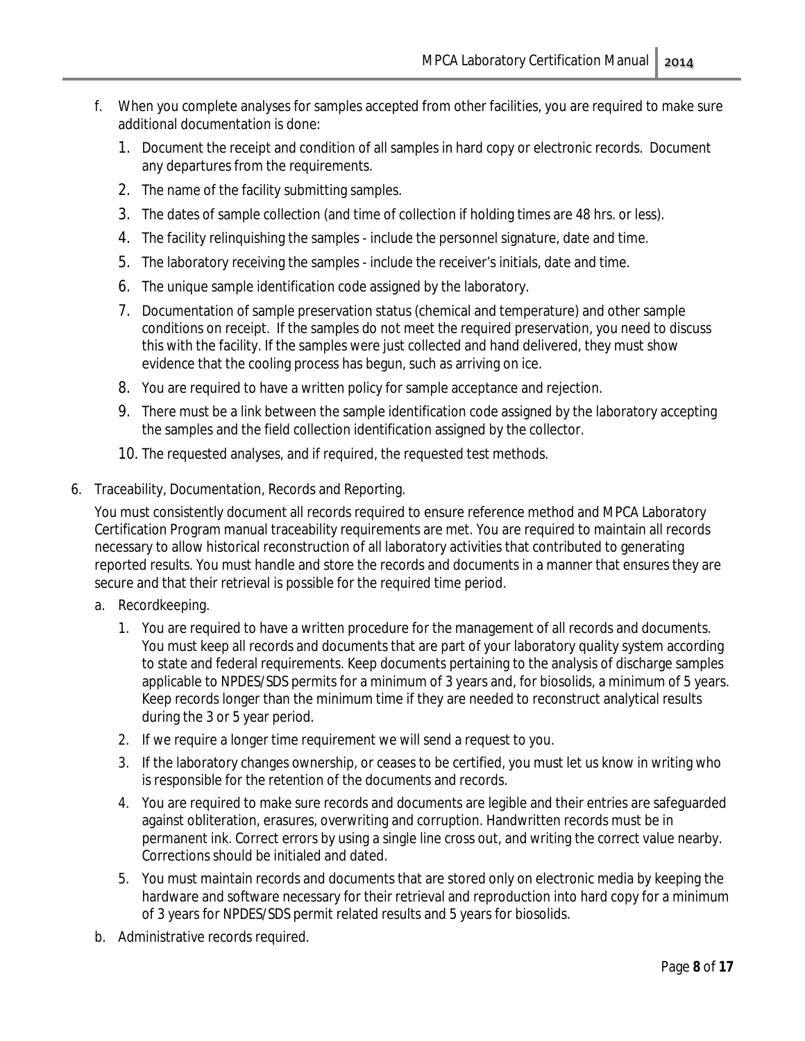f. When you complete analyses for samples accepted from other facilities, you are required to make sure additional documentation is done:

   1. Document the receipt and condition of all samples in hard copy or electronic records. Document any departures from the requirements.
   2. The name of the facility submitting samples.
   3. The dates of sample collection (and time of collection if holding times are 48 hrs. or less).
   4. The facility relinquishing the samples - include the personnel signature, date and time.
   5. The laboratory receiving the samples - include the receiver's initials, date and time.
   6. The unique sample identification code assigned by the laboratory.
   7. Documentation of sample preservation status (chemical and temperature) and other sample conditions on receipt. If the samples do not meet the required preservation, you need to discuss this with the facility. If the samples were just collected and hand delivered, they must show evidence that the cooling process has begun, such as arriving on ice.
   8. You are required to have a written policy for sample acceptance and rejection.
   9. There must be a link between the sample identification code assigned by the laboratory accepting the samples and the field collection identification assigned by the collector.
   10. The requested analyses, and if required, the requested test methods.

6. Traceability, Documentation, Records and Reporting.

   You must consistently document all records required to ensure reference method and MPCA Laboratory Certification Program manual traceability requirements are met. You are required to maintain all records necessary to allow historical reconstruction of all laboratory activities that contributed to generating reported results. You must handle and store the records and documents in a manner that ensures they are secure and that their retrieval is possible for the required time period.

   a. Recordkeeping.

      1. You are required to have a written procedure for the management of all records and documents. You must keep all records and documents that are part of your laboratory quality system according to state and federal requirements. Keep documents pertaining to the analysis of discharge samples applicable to NPDES/SDS permits for a minimum of 3 years and, for biosolids, a minimum of 5 years. Keep records longer than the minimum time if they are needed to reconstruct analytical results during the 3 or 5 year period.
      2. If we require a longer time requirement we will send a request to you.
      3. If the laboratory changes ownership, or ceases to be certified, you must let us know in writing who is responsible for the retention of the documents and records.
      4. You are required to make sure records and documents are legible and their entries are safeguarded against obliteration, erasures, overwriting and corruption. Handwritten records must be in permanent ink. Correct errors by using a single line cross out, and writing the correct value nearby. Corrections should be initialed and dated.
      5. You must maintain records and documents that are stored only on electronic media by keeping the hardware and software necessary for their retrieval and reproduction into hard copy for a minimum of 3 years for NPDES/SDS permit related results and 5 years for biosolids.

   b. Administrative records required.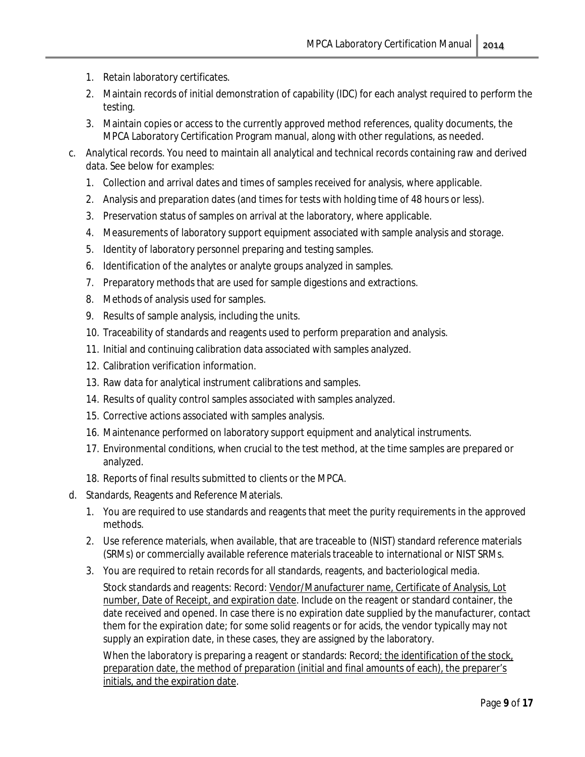1. Retain laboratory certificates.
2. Maintain records of initial demonstration of capability (IDC) for each analyst required to perform the testing.
3. Maintain copies or access to the currently approved method references, quality documents, the MPCA Laboratory Certification Program manual, along with other regulations, as needed.

c. Analytical records. You need to maintain all analytical and technical records containing raw and derived data. See below for examples:

1. Collection and arrival dates and times of samples received for analysis, where applicable.
2. Analysis and preparation dates (and times for tests with holding time of 48 hours or less).
3. Preservation status of samples on arrival at the laboratory, where applicable.
4. Measurements of laboratory support equipment associated with sample analysis and storage.
5. Identity of laboratory personnel preparing and testing samples.
6. Identification of the analytes or analyte groups analyzed in samples.
7. Preparatory methods that are used for sample digestions and extractions.
8. Methods of analysis used for samples.
9. Results of sample analysis, including the units.
10. Traceability of standards and reagents used to perform preparation and analysis.
11. Initial and continuing calibration data associated with samples analyzed.
12. Calibration verification information.
13. Raw data for analytical instrument calibrations and samples.
14. Results of quality control samples associated with samples analyzed.
15. Corrective actions associated with samples analysis.
16. Maintenance performed on laboratory support equipment and analytical instruments.
17. Environmental conditions, when crucial to the test method, at the time samples are prepared or analyzed.
18. Reports of final results submitted to clients or the MPCA.

d. Standards, Reagents and Reference Materials.

1. You are required to use standards and reagents that meet the purity requirements in the approved methods.
2. Use reference materials, when available, that are traceable to (NIST) standard reference materials (SRMs) or commercially available reference materials traceable to international or NIST SRMs.
3. You are required to retain records for all standards, reagents, and bacteriological media.

   Stock standards and reagents: Record: <u>Vendor/Manufacturer name, Certificate of Analysis, Lot number, Date of Receipt, and expiration date</u>. Include on the reagent or standard container, the date received and opened. In case there is no expiration date supplied by the manufacturer, contact them for the expiration date; for some solid reagents or for acids, the vendor typically may not supply an expiration date, in these cases, they are assigned by the laboratory.

   When the laboratory is preparing a reagent or standards: Record<u>: the identification of the stock, preparation date, the method of preparation (initial and final amounts of each), the preparer's initials, and the expiration date</u>.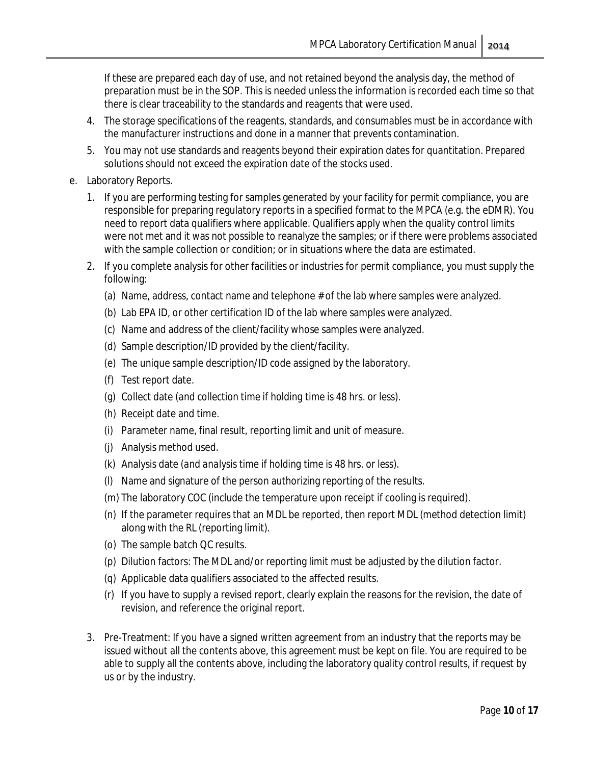If these are prepared each day of use, and not retained beyond the analysis day, the method of preparation must be in the SOP. This is needed unless the information is recorded each time so that there is clear traceability to the standards and reagents that were used.

4. The storage specifications of the reagents, standards, and consumables must be in accordance with the manufacturer instructions and done in a manner that prevents contamination.
5. You may not use standards and reagents beyond their expiration dates for quantitation. Prepared solutions should not exceed the expiration date of the stocks used.

e. Laboratory Reports.

1. If you are performing testing for samples generated by your facility for permit compliance, you are responsible for preparing regulatory reports in a specified format to the MPCA (e.g. the eDMR). You need to report data qualifiers where applicable. Qualifiers apply when the quality control limits were not met and it was not possible to reanalyze the samples; or if there were problems associated with the sample collection or condition; or in situations where the data are estimated.
2. If you complete analysis for other facilities or industries for permit compliance, you must supply the following:
   - (a) Name, address, contact name and telephone # of the lab where samples were analyzed.
   - (b) Lab EPA ID, or other certification ID of the lab where samples were analyzed.
   - (c) Name and address of the client/facility whose samples were analyzed.
   - (d) Sample description/ID provided by the client/facility.
   - (e) The unique sample description/ID code assigned by the laboratory.
   - (f) Test report date.
   - (g) Collect date (and collection time if holding time is 48 hrs. or less).
   - (h) Receipt date and time.
   - (i) Parameter name, final result, reporting limit and unit of measure.
   - (j) Analysis method used.
   - (k) Analysis date (and analysis time if holding time is 48 hrs. or less).
   - (l) Name and signature of the person authorizing reporting of the results.
   - (m) The laboratory COC (include the temperature upon receipt if cooling is required).
   - (n) If the parameter requires that an MDL be reported, then report MDL (method detection limit) along with the RL (reporting limit).
   - (o) The sample batch QC results.
   - (p) Dilution factors: The MDL and/or reporting limit must be adjusted by the dilution factor.
   - (q) Applicable data qualifiers associated to the affected results.
   - (r) If you have to supply a revised report, clearly explain the reasons for the revision, the date of revision, and reference the original report.
3. Pre-Treatment: If you have a signed written agreement from an industry that the reports may be issued without all the contents above, this agreement must be kept on file. You are required to be able to supply all the contents above, including the laboratory quality control results, if request by us or by the industry.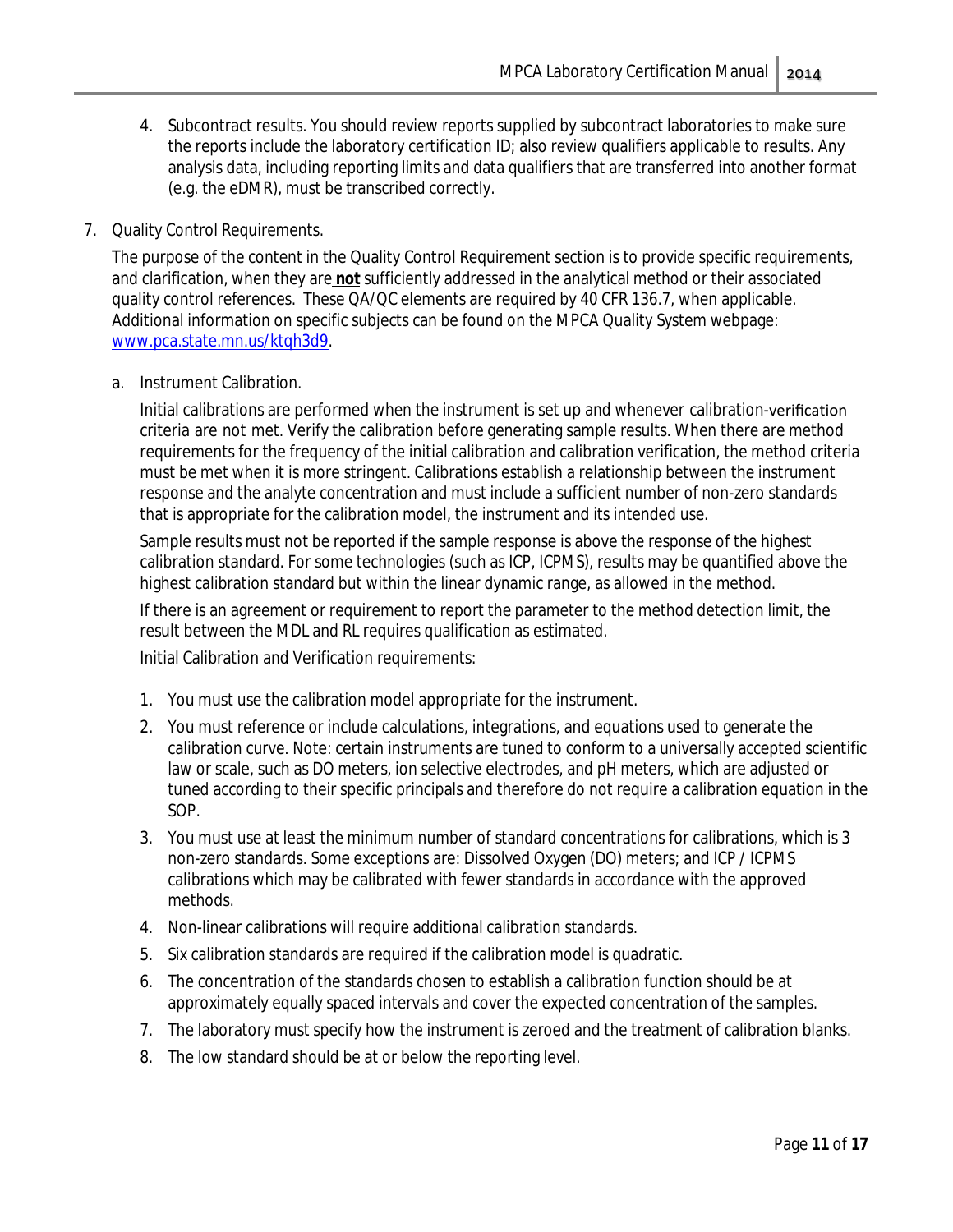4. Subcontract results. You should review reports supplied by subcontract laboratories to make sure the reports include the laboratory certification ID; also review qualifiers applicable to results. Any analysis data, including reporting limits and data qualifiers that are transferred into another format (e.g. the eDMR), must be transcribed correctly.

7. Quality Control Requirements.

   The purpose of the content in the Quality Control Requirement section is to provide specific requirements, and clarification, when they are **not** sufficiently addressed in the analytical method or their associated quality control references. These QA/QC elements are required by 40 CFR 136.7, when applicable. Additional information on specific subjects can be found on the MPCA Quality System webpage: [www.pca.state.mn.us/ktqh3d9](www.pca.state.mn.us/ktqh3d9).

   a. Instrument Calibration.

      Initial calibrations are performed when the instrument is set up and whenever calibration-verification criteria are not met. Verify the calibration before generating sample results. When there are method requirements for the frequency of the initial calibration and calibration verification, the method criteria must be met when it is more stringent. Calibrations establish a relationship between the instrument response and the analyte concentration and must include a sufficient number of non-zero standards that is appropriate for the calibration model, the instrument and its intended use.

      Sample results must not be reported if the sample response is above the response of the highest calibration standard. For some technologies (such as ICP, ICPMS), results may be quantified above the highest calibration standard but within the linear dynamic range, as allowed in the method.

      If there is an agreement or requirement to report the parameter to the method detection limit, the result between the MDL and RL requires qualification as estimated.

      Initial Calibration and Verification requirements:

      1. You must use the calibration model appropriate for the instrument.
      2. You must reference or include calculations, integrations, and equations used to generate the calibration curve. Note: certain instruments are tuned to conform to a universally accepted scientific law or scale, such as DO meters, ion selective electrodes, and pH meters, which are adjusted or tuned according to their specific principals and therefore do not require a calibration equation in the SOP.
      3. You must use at least the minimum number of standard concentrations for calibrations, which is 3 non-zero standards. Some exceptions are: Dissolved Oxygen (DO) meters; and ICP / ICPMS calibrations which may be calibrated with fewer standards in accordance with the approved methods.
      4. Non-linear calibrations will require additional calibration standards.
      5. Six calibration standards are required if the calibration model is quadratic.
      6. The concentration of the standards chosen to establish a calibration function should be at approximately equally spaced intervals and cover the expected concentration of the samples.
      7. The laboratory must specify how the instrument is zeroed and the treatment of calibration blanks.
      8. The low standard should be at or below the reporting level.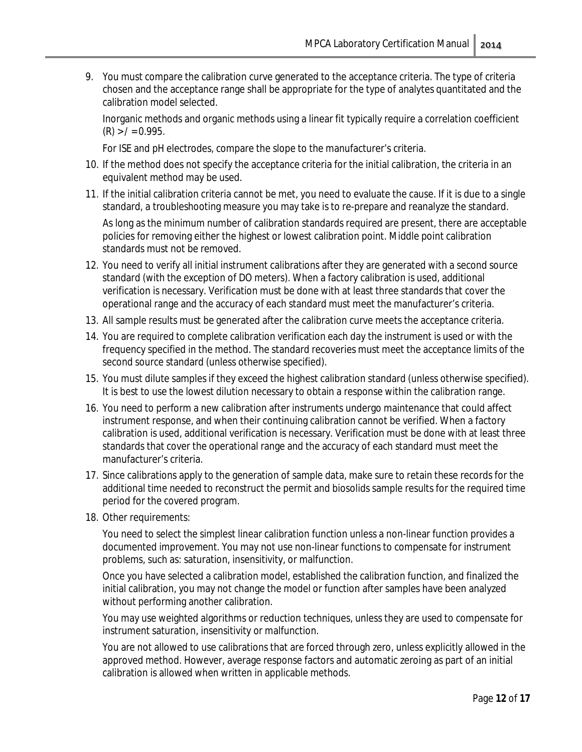9. You must compare the calibration curve generated to the acceptance criteria. The type of criteria chosen and the acceptance range shall be appropriate for the type of analytes quantitated and the calibration model selected.

   Inorganic methods and organic methods using a linear fit typically require a correlation coefficient (R) >/ = 0.995.

   For ISE and pH electrodes, compare the slope to the manufacturer's criteria.

10. If the method does not specify the acceptance criteria for the initial calibration, the criteria in an equivalent method may be used.

11. If the initial calibration criteria cannot be met, you need to evaluate the cause. If it is due to a single standard, a troubleshooting measure you may take is to re-prepare and reanalyze the standard.

    As long as the minimum number of calibration standards required are present, there are acceptable policies for removing either the highest or lowest calibration point. Middle point calibration standards must not be removed.

12. You need to verify all initial instrument calibrations after they are generated with a second source standard (with the exception of DO meters). When a factory calibration is used, additional verification is necessary. Verification must be done with at least three standards that cover the operational range and the accuracy of each standard must meet the manufacturer's criteria.

13. All sample results must be generated after the calibration curve meets the acceptance criteria.

14. You are required to complete calibration verification each day the instrument is used or with the frequency specified in the method. The standard recoveries must meet the acceptance limits of the second source standard (unless otherwise specified).

15. You must dilute samples if they exceed the highest calibration standard (unless otherwise specified). It is best to use the lowest dilution necessary to obtain a response within the calibration range.

16. You need to perform a new calibration after instruments undergo maintenance that could affect instrument response, and when their continuing calibration cannot be verified. When a factory calibration is used, additional verification is necessary. Verification must be done with at least three standards that cover the operational range and the accuracy of each standard must meet the manufacturer's criteria.

17. Since calibrations apply to the generation of sample data, make sure to retain these records for the additional time needed to reconstruct the permit and biosolids sample results for the required time period for the covered program.

18. Other requirements:

    You need to select the simplest linear calibration function unless a non-linear function provides a documented improvement. You may not use non-linear functions to compensate for instrument problems, such as: saturation, insensitivity, or malfunction.

    Once you have selected a calibration model, established the calibration function, and finalized the initial calibration, you may not change the model or function after samples have been analyzed without performing another calibration.

    You may use weighted algorithms or reduction techniques, unless they are used to compensate for instrument saturation, insensitivity or malfunction.

    You are not allowed to use calibrations that are forced through zero, unless explicitly allowed in the approved method. However, average response factors and automatic zeroing as part of an initial calibration is allowed when written in applicable methods.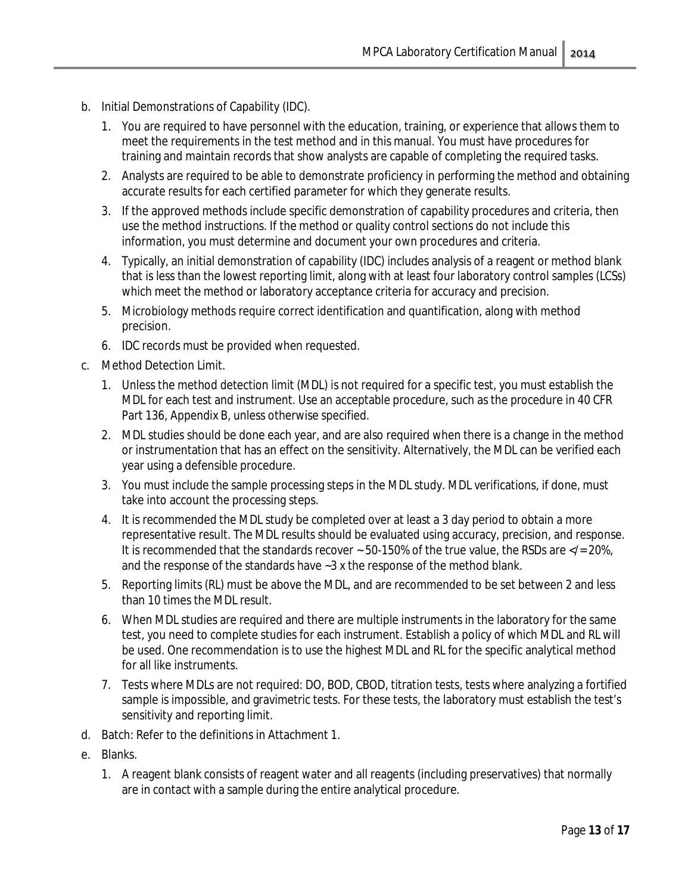b. Initial Demonstrations of Capability (IDC).

   1. You are required to have personnel with the education, training, or experience that allows them to meet the requirements in the test method and in this manual. You must have procedures for training and maintain records that show analysts are capable of completing the required tasks.
   2. Analysts are required to be able to demonstrate proficiency in performing the method and obtaining accurate results for each certified parameter for which they generate results.
   3. If the approved methods include specific demonstration of capability procedures and criteria, then use the method instructions. If the method or quality control sections do not include this information, you must determine and document your own procedures and criteria.
   4. Typically, an initial demonstration of capability (IDC) includes analysis of a reagent or method blank that is less than the lowest reporting limit, along with at least four laboratory control samples (LCSs) which meet the method or laboratory acceptance criteria for accuracy and precision.
   5. Microbiology methods require correct identification and quantification, along with method precision.
   6. IDC records must be provided when requested.

c. Method Detection Limit.

   1. Unless the method detection limit (MDL) is not required for a specific test, you must establish the MDL for each test and instrument. Use an acceptable procedure, such as the procedure in 40 CFR Part 136, Appendix B, unless otherwise specified.
   2. MDL studies should be done each year, and are also required when there is a change in the method or instrumentation that has an effect on the sensitivity. Alternatively, the MDL can be verified each year using a defensible procedure.
   3. You must include the sample processing steps in the MDL study. MDL verifications, if done, must take into account the processing steps.
   4. It is recommended the MDL study be completed over at least a 3 day period to obtain a more representative result. The MDL results should be evaluated using accuracy, precision, and response. It is recommended that the standards recover ~ 50-150% of the true value, the RSDs are </= 20%, and the response of the standards have ~3 x the response of the method blank.
   5. Reporting limits (RL) must be above the MDL, and are recommended to be set between 2 and less than 10 times the MDL result.
   6. When MDL studies are required and there are multiple instruments in the laboratory for the same test, you need to complete studies for each instrument. Establish a policy of which MDL and RL will be used. One recommendation is to use the highest MDL and RL for the specific analytical method for all like instruments.
   7. Tests where MDLs are not required: DO, BOD, CBOD, titration tests, tests where analyzing a fortified sample is impossible, and gravimetric tests. For these tests, the laboratory must establish the test's sensitivity and reporting limit.

d. Batch: Refer to the definitions in Attachment 1.

e. Blanks.

   1. A reagent blank consists of reagent water and all reagents (including preservatives) that normally are in contact with a sample during the entire analytical procedure.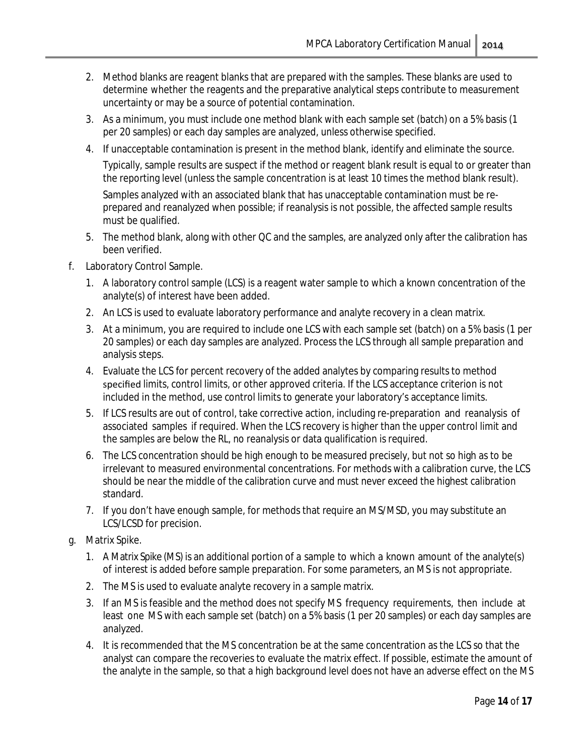2. Method blanks are reagent blanks that are prepared with the samples. These blanks are used to determine whether the reagents and the preparative analytical steps contribute to measurement uncertainty or may be a source of potential contamination.
3. As a minimum, you must include one method blank with each sample set (batch) on a 5% basis (1 per 20 samples) or each day samples are analyzed, unless otherwise specified.
4. If unacceptable contamination is present in the method blank, identify and eliminate the source.

   Typically, sample results are suspect if the method or reagent blank result is equal to or greater than the reporting level (unless the sample concentration is at least 10 times the method blank result).

   Samples analyzed with an associated blank that has unacceptable contamination must be re-prepared and reanalyzed when possible; if reanalysis is not possible, the affected sample results must be qualified.
5. The method blank, along with other QC and the samples, are analyzed only after the calibration has been verified.

f. Laboratory Control Sample.

1. A laboratory control sample (LCS) is a reagent water sample to which a known concentration of the analyte(s) of interest have been added.
2. An LCS is used to evaluate laboratory performance and analyte recovery in a clean matrix.
3. At a minimum, you are required to include one LCS with each sample set (batch) on a 5% basis (1 per 20 samples) or each day samples are analyzed. Process the LCS through all sample preparation and analysis steps.
4. Evaluate the LCS for percent recovery of the added analytes by comparing results to method specified limits, control limits, or other approved criteria. If the LCS acceptance criterion is not included in the method, use control limits to generate your laboratory's acceptance limits.
5. If LCS results are out of control, take corrective action, including re-preparation and reanalysis of associated samples if required. When the LCS recovery is higher than the upper control limit and the samples are below the RL, no reanalysis or data qualification is required.
6. The LCS concentration should be high enough to be measured precisely, but not so high as to be irrelevant to measured environmental concentrations. For methods with a calibration curve, the LCS should be near the middle of the calibration curve and must never exceed the highest calibration standard.
7. If you don't have enough sample, for methods that require an MS/MSD, you may substitute an LCS/LCSD for precision.

g. Matrix Spike.

1. A Matrix Spike (MS) is an additional portion of a sample to which a known amount of the analyte(s) of interest is added before sample preparation. For some parameters, an MS is not appropriate.
2. The MS is used to evaluate analyte recovery in a sample matrix.
3. If an MS is feasible and the method does not specify MS frequency requirements, then include at least one MS with each sample set (batch) on a 5% basis (1 per 20 samples) or each day samples are analyzed.
4. It is recommended that the MS concentration be at the same concentration as the LCS so that the analyst can compare the recoveries to evaluate the matrix effect. If possible, estimate the amount of the analyte in the sample, so that a high background level does not have an adverse effect on the MS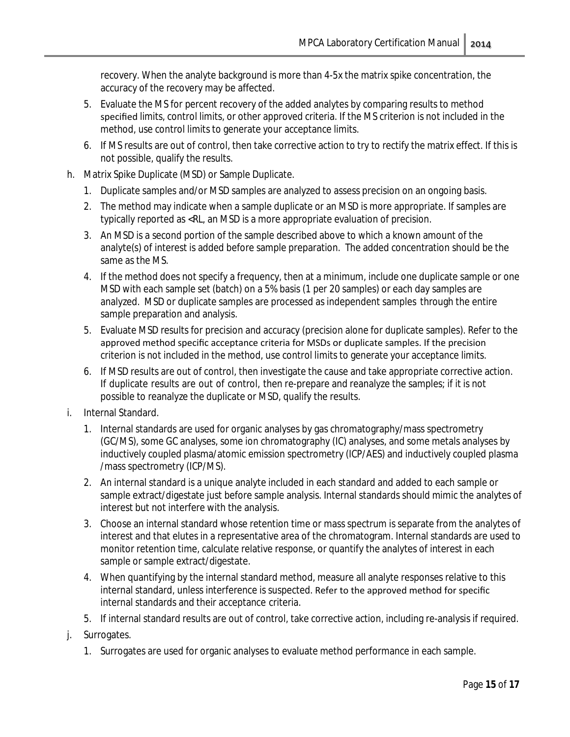recovery. When the analyte background is more than 4-5x the matrix spike concentration, the accuracy of the recovery may be affected.

5. Evaluate the MS for percent recovery of the added analytes by comparing results to method specified limits, control limits, or other approved criteria. If the MS criterion is not included in the method, use control limits to generate your acceptance limits.
6. If MS results are out of control, then take corrective action to try to rectify the matrix effect. If this is not possible, qualify the results.

h. Matrix Spike Duplicate (MSD) or Sample Duplicate.

1. Duplicate samples and/or MSD samples are analyzed to assess precision on an ongoing basis.
2. The method may indicate when a sample duplicate or an MSD is more appropriate. If samples are typically reported as <RL, an MSD is a more appropriate evaluation of precision.
3. An MSD is a second portion of the sample described above to which a known amount of the analyte(s) of interest is added before sample preparation. The added concentration should be the same as the MS.
4. If the method does not specify a frequency, then at a minimum, include one duplicate sample or one MSD with each sample set (batch) on a 5% basis (1 per 20 samples) or each day samples are analyzed. MSD or duplicate samples are processed as independent samples through the entire sample preparation and analysis.
5. Evaluate MSD results for precision and accuracy (precision alone for duplicate samples). Refer to the approved method specific acceptance criteria for MSDs or duplicate samples. If the precision criterion is not included in the method, use control limits to generate your acceptance limits.
6. If MSD results are out of control, then investigate the cause and take appropriate corrective action. If duplicate results are out of control, then re-prepare and reanalyze the samples; if it is not possible to reanalyze the duplicate or MSD, qualify the results.

i. Internal Standard.

1. Internal standards are used for organic analyses by gas chromatography/mass spectrometry (GC/MS), some GC analyses, some ion chromatography (IC) analyses, and some metals analyses by inductively coupled plasma/atomic emission spectrometry (ICP/AES) and inductively coupled plasma /mass spectrometry (ICP/MS).
2. An internal standard is a unique analyte included in each standard and added to each sample or sample extract/digestate just before sample analysis. Internal standards should mimic the analytes of interest but not interfere with the analysis.
3. Choose an internal standard whose retention time or mass spectrum is separate from the analytes of interest and that elutes in a representative area of the chromatogram. Internal standards are used to monitor retention time, calculate relative response, or quantify the analytes of interest in each sample or sample extract/digestate.
4. When quantifying by the internal standard method, measure all analyte responses relative to this internal standard, unless interference is suspected. Refer to the approved method for specific internal standards and their acceptance criteria.
5. If internal standard results are out of control, take corrective action, including re-analysis if required.

j. Surrogates.

1. Surrogates are used for organic analyses to evaluate method performance in each sample.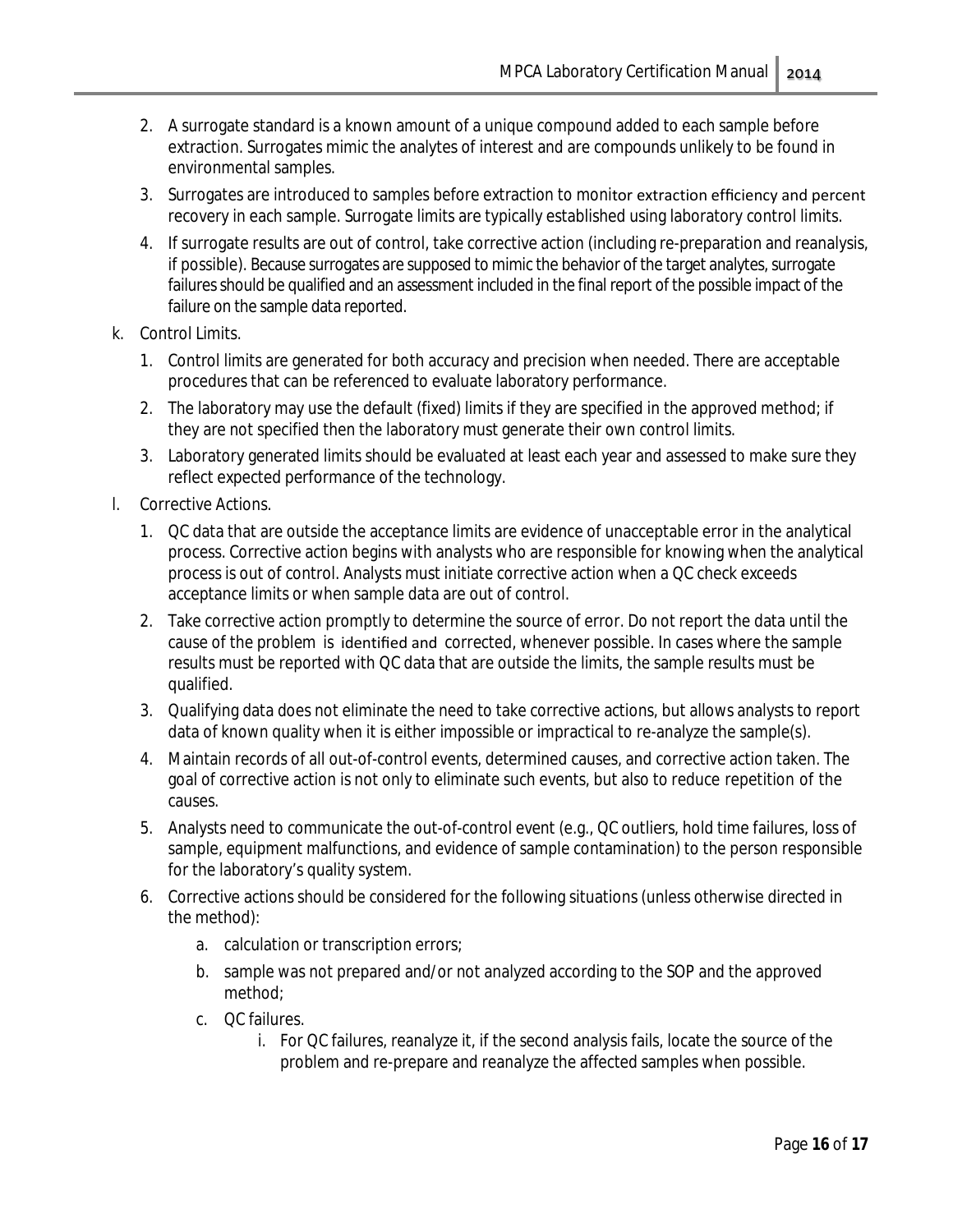2. A surrogate standard is a known amount of a unique compound added to each sample before extraction. Surrogates mimic the analytes of interest and are compounds unlikely to be found in environmental samples.
3. Surrogates are introduced to samples before extraction to monitor extraction efficiency and percent recovery in each sample. Surrogate limits are typically established using laboratory control limits.
4. If surrogate results are out of control, take corrective action (including re-preparation and reanalysis, if possible). Because surrogates are supposed to mimic the behavior of the target analytes, surrogate failures should be qualified and an assessment included in the final report of the possible impact of the failure on the sample data reported.

k. Control Limits.

1. Control limits are generated for both accuracy and precision when needed. There are acceptable procedures that can be referenced to evaluate laboratory performance.
2. The laboratory may use the default (fixed) limits if they are specified in the approved method; if they are not specified then the laboratory must generate their own control limits.
3. Laboratory generated limits should be evaluated at least each year and assessed to make sure they reflect expected performance of the technology.

l. Corrective Actions.

1. QC data that are outside the acceptance limits are evidence of unacceptable error in the analytical process. Corrective action begins with analysts who are responsible for knowing when the analytical process is out of control. Analysts must initiate corrective action when a QC check exceeds acceptance limits or when sample data are out of control.
2. Take corrective action promptly to determine the source of error. Do not report the data until the cause of the problem is identified and corrected, whenever possible. In cases where the sample results must be reported with QC data that are outside the limits, the sample results must be qualified.
3. Qualifying data does not eliminate the need to take corrective actions, but allows analysts to report data of known quality when it is either impossible or impractical to re-analyze the sample(s).
4. Maintain records of all out-of-control events, determined causes, and corrective action taken. The goal of corrective action is not only to eliminate such events, but also to reduce repetition of the causes.
5. Analysts need to communicate the out-of-control event (e.g., QC outliers, hold time failures, loss of sample, equipment malfunctions, and evidence of sample contamination) to the person responsible for the laboratory's quality system.
6. Corrective actions should be considered for the following situations (unless otherwise directed in the method):
   a. calculation or transcription errors;
   b. sample was not prepared and/or not analyzed according to the SOP and the approved method;
   c. QC failures.
      i. For QC failures, reanalyze it, if the second analysis fails, locate the source of the problem and re-prepare and reanalyze the affected samples when possible.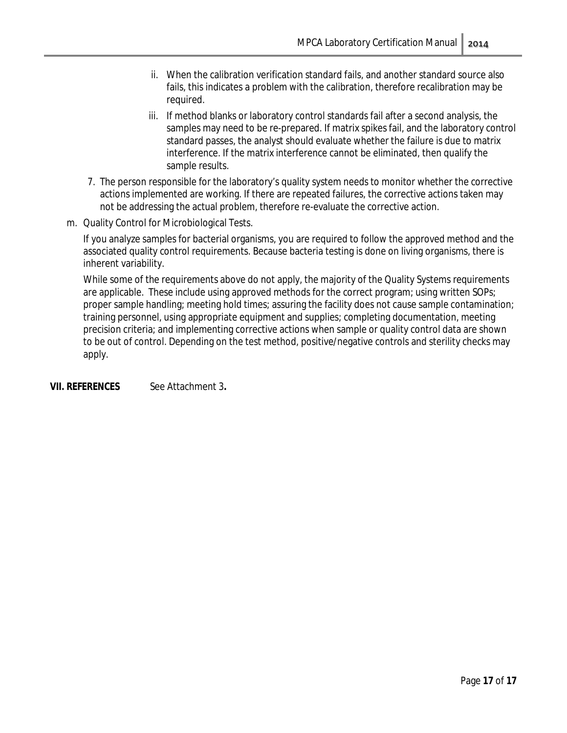ii. When the calibration verification standard fails, and another standard source also fails, this indicates a problem with the calibration, therefore recalibration may be required.

   iii. If method blanks or laboratory control standards fail after a second analysis, the samples may need to be re-prepared. If matrix spikes fail, and the laboratory control standard passes, the analyst should evaluate whether the failure is due to matrix interference. If the matrix interference cannot be eliminated, then qualify the sample results.

7. The person responsible for the laboratory's quality system needs to monitor whether the corrective actions implemented are working. If there are repeated failures, the corrective actions taken may not be addressing the actual problem, therefore re-evaluate the corrective action.

m. Quality Control for Microbiological Tests.

   If you analyze samples for bacterial organisms, you are required to follow the approved method and the associated quality control requirements. Because bacteria testing is done on living organisms, there is inherent variability.

   While some of the requirements above do not apply, the majority of the Quality Systems requirements are applicable. These include using approved methods for the correct program; using written SOPs; proper sample handling; meeting hold times; assuring the facility does not cause sample contamination; training personnel, using appropriate equipment and supplies; completing documentation, meeting precision criteria; and implementing corrective actions when sample or quality control data are shown to be out of control. Depending on the test method, positive/negative controls and sterility checks may apply.

**VII. REFERENCES** See Attachment 3**.**